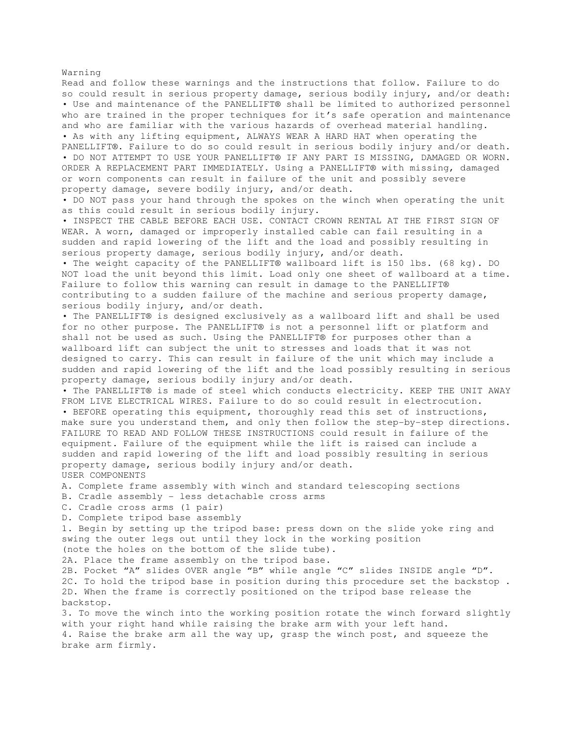# Warning

Read and follow these warnings and the instructions that follow. Failure to do so could result in serious property damage, serious bodily injury, and/or death:

- Use and maintenance of the PANELLIFT® shall be limited to authorized personnel who are trained in the proper techniques for it's safe operation and maintenance and who are familiar with the various hazards of overhead material handling.
- As with any lifting equipment, ALWAYS WEAR A HARD HAT when operating the PANELLIFT®. Failure to do so could result in serious bodily injury and/or death.
- DO NOT ATTEMPT TO USE YOUR PANELLIFT® IF ANY PART IS MISSING, DAMAGED OR WORN. ORDER A REPLACEMENT PART IMMEDIATELY. Using a PANELLIFT® with missing, damaged or worn components can result in failure of the unit and possibly severe property damage, severe bodily injury, and/or death.
- DO NOT pass your hand through the spokes on the winch when operating the unit as this could result in serious bodily injury.
- INSPECT THE CABLE BEFORE EACH USE. CONTACT CROWN RENTAL AT THE FIRST SIGN OF WEAR. A worn, damaged or improperly installed cable can fail resulting in a sudden and rapid lowering of the lift and the load and possibly resulting in serious property damage, serious bodily injury, and/or death.
- The weight capacity of the PANELLIFT® wallboard lift is 150 lbs. (68 kg). DO NOT load the unit beyond this limit. Load only one sheet of wallboard at a time. Failure to follow this warning can result in damage to the PANELLIFT® contributing to a sudden failure of the machine and serious property damage, serious bodily injury, and/or death.
- The PANELLIFT® is designed exclusively as a wallboard lift and shall be used for no other purpose. The PANELLIFT® is not a personnel lift or platform and shall not be used as such. Using the PANELLIFT® for purposes other than a wallboard lift can subject the unit to stresses and loads that it was not designed to carry. This can result in failure of the unit which may include a sudden and rapid lowering of the lift and the load possibly resulting in serious property damage, serious bodily injury and/or death.
- The PANELLIFT® is made of steel which conducts electricity. KEEP THE UNIT AWAY FROM LIVE ELECTRICAL WIRES. Failure to do so could result in electrocution.
- BEFORE operating this equipment, thoroughly read this set of instructions, make sure you understand them, and only then follow the step-by-step directions. FAILURE TO READ AND FOLLOW THESE INSTRUCTIONS could result in failure of the equipment. Failure of the equipment while the lift is raised can include a sudden and rapid lowering of the lift and load possibly resulting in serious property damage, serious bodily injury and/or death.

## USER COMPONENTS

A. Complete frame assembly with winch and standard telescoping sections
B. Cradle assembly - less detachable cross arms
C. Cradle cross arms (1 pair)
D. Complete tripod base assembly

1. Begin by setting up the tripod base: press down on the slide yoke ring and swing the outer legs out until they lock in the working position (note the holes on the bottom of the slide tube).

2A. Place the frame assembly on the tripod base.
2B. Pocket "A" slides OVER angle "B" while angle "C" slides INSIDE angle "D".
2C. To hold the tripod base in position during this procedure set the backstop .
2D. When the frame is correctly positioned on the tripod base release the backstop.

3. To move the winch into the working position rotate the winch forward slightly with your right hand while raising the brake arm with your left hand.
4. Raise the brake arm all the way up, grasp the winch post, and squeeze the brake arm firmly.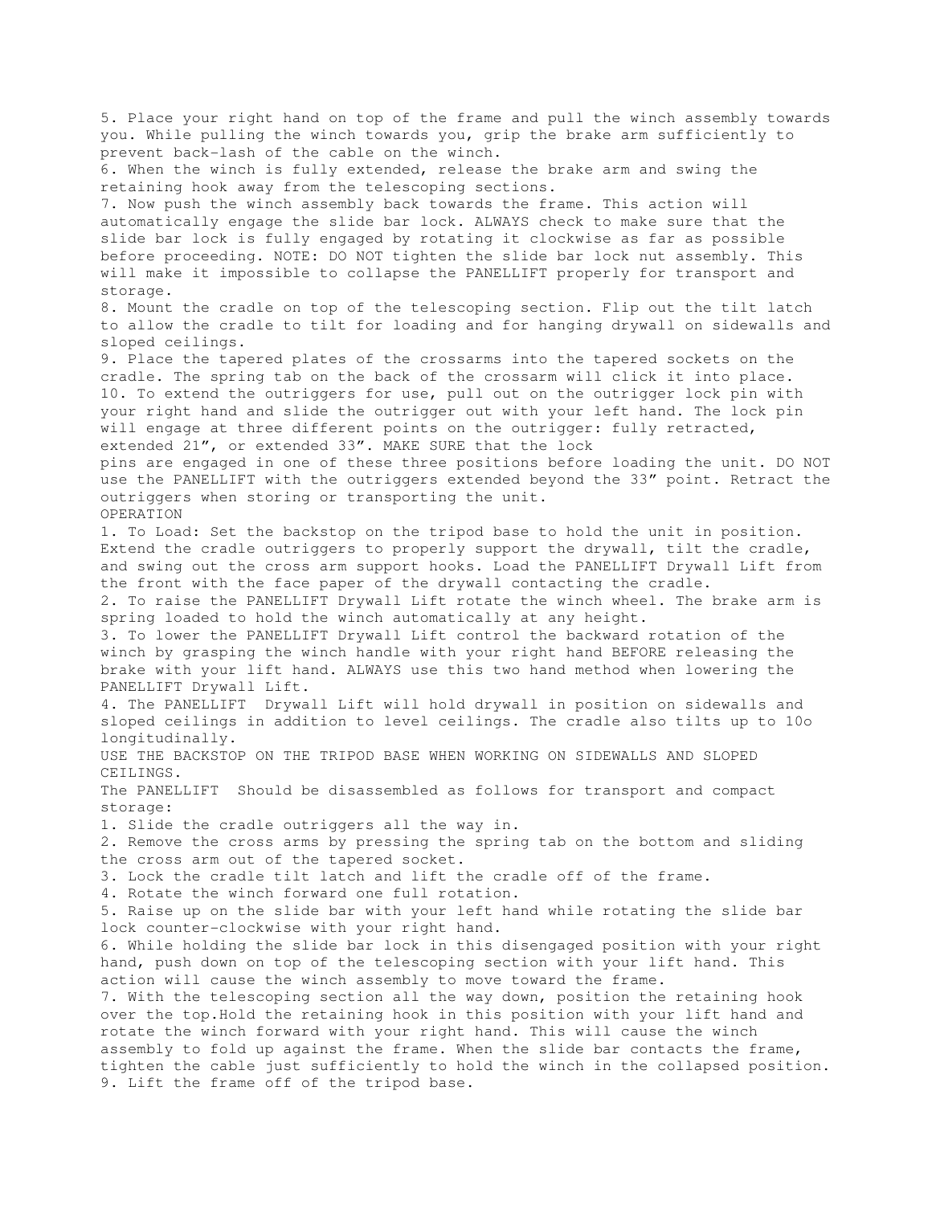5. Place your right hand on top of the frame and pull the winch assembly towards you. While pulling the winch towards you, grip the brake arm sufficiently to prevent back-lash of the cable on the winch.

6. When the winch is fully extended, release the brake arm and swing the retaining hook away from the telescoping sections.

7. Now push the winch assembly back towards the frame. This action will automatically engage the slide bar lock. ALWAYS check to make sure that the slide bar lock is fully engaged by rotating it clockwise as far as possible before proceeding. NOTE: DO NOT tighten the slide bar lock nut assembly. This will make it impossible to collapse the PANELLIFT properly for transport and storage.

8. Mount the cradle on top of the telescoping section. Flip out the tilt latch to allow the cradle to tilt for loading and for hanging drywall on sidewalls and sloped ceilings.

9. Place the tapered plates of the crossarms into the tapered sockets on the cradle. The spring tab on the back of the crossarm will click it into place.

10. To extend the outriggers for use, pull out on the outrigger lock pin with your right hand and slide the outrigger out with your left hand. The lock pin will engage at three different points on the outrigger: fully retracted, extended 21”, or extended 33”. MAKE SURE that the lock pins are engaged in one of these three positions before loading the unit. DO NOT use the PANELLIFT with the outriggers extended beyond the 33” point. Retract the outriggers when storing or transporting the unit.

OPERATION

1. To Load: Set the backstop on the tripod base to hold the unit in position. Extend the cradle outriggers to properly support the drywall, tilt the cradle, and swing out the cross arm support hooks. Load the PANELLIFT Drywall Lift from the front with the face paper of the drywall contacting the cradle.

2. To raise the PANELLIFT Drywall Lift rotate the winch wheel. The brake arm is spring loaded to hold the winch automatically at any height.

3. To lower the PANELLIFT Drywall Lift control the backward rotation of the winch by grasping the winch handle with your right hand BEFORE releasing the brake with your lift hand. ALWAYS use this two hand method when lowering the PANELLIFT Drywall Lift.

4. The PANELLIFT Drywall Lift will hold drywall in position on sidewalls and sloped ceilings in addition to level ceilings. The cradle also tilts up to 10o longitudinally.

USE THE BACKSTOP ON THE TRIPOD BASE WHEN WORKING ON SIDEWALLS AND SLOPED CEILINGS.

The PANELLIFT Should be disassembled as follows for transport and compact storage:

1. Slide the cradle outriggers all the way in.

2. Remove the cross arms by pressing the spring tab on the bottom and sliding the cross arm out of the tapered socket.

3. Lock the cradle tilt latch and lift the cradle off of the frame.

4. Rotate the winch forward one full rotation.

5. Raise up on the slide bar with your left hand while rotating the slide bar lock counter-clockwise with your right hand.

6. While holding the slide bar lock in this disengaged position with your right hand, push down on top of the telescoping section with your lift hand. This action will cause the winch assembly to move toward the frame.

7. With the telescoping section all the way down, position the retaining hook over the top.Hold the retaining hook in this position with your lift hand and rotate the winch forward with your right hand. This will cause the winch assembly to fold up against the frame. When the slide bar contacts the frame, tighten the cable just sufficiently to hold the winch in the collapsed position.

9. Lift the frame off of the tripod base.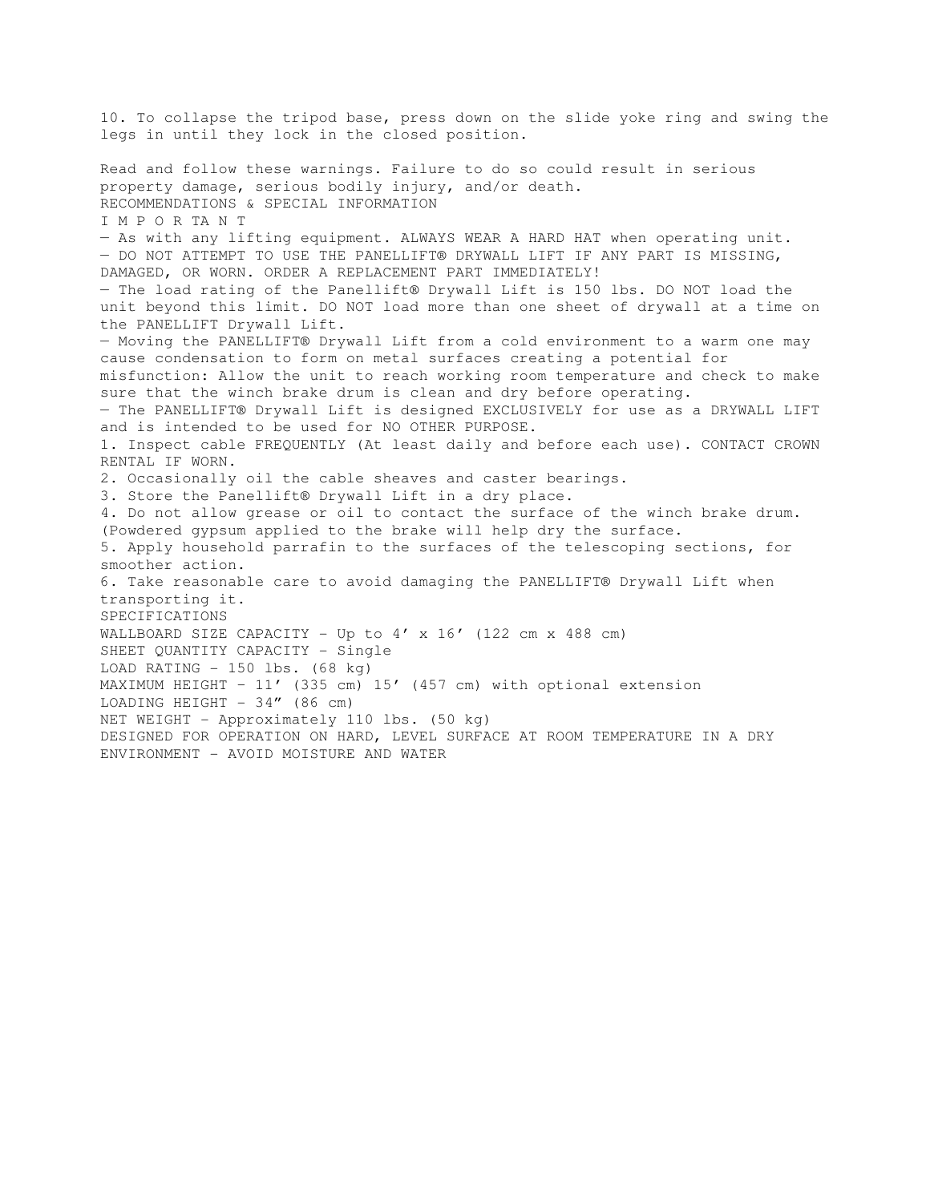10. To collapse the tripod base, press down on the slide yoke ring and swing the legs in until they lock in the closed position.

Read and follow these warnings. Failure to do so could result in serious property damage, serious bodily injury, and/or death.

RECOMMENDATIONS & SPECIAL INFORMATION

I M P O R TA N T

— As with any lifting equipment. ALWAYS WEAR A HARD HAT when operating unit.

— DO NOT ATTEMPT TO USE THE PANELLIFT® DRYWALL LIFT IF ANY PART IS MISSING, DAMAGED, OR WORN. ORDER A REPLACEMENT PART IMMEDIATELY!

— The load rating of the Panellift® Drywall Lift is 150 lbs. DO NOT load the unit beyond this limit. DO NOT load more than one sheet of drywall at a time on the PANELLIFT Drywall Lift.

— Moving the PANELLIFT® Drywall Lift from a cold environment to a warm one may cause condensation to form on metal surfaces creating a potential for misfunction: Allow the unit to reach working room temperature and check to make sure that the winch brake drum is clean and dry before operating.

— The PANELLIFT® Drywall Lift is designed EXCLUSIVELY for use as a DRYWALL LIFT and is intended to be used for NO OTHER PURPOSE.

1. Inspect cable FREQUENTLY (At least daily and before each use). CONTACT CROWN RENTAL IF WORN.
2. Occasionally oil the cable sheaves and caster bearings.
3. Store the Panellift® Drywall Lift in a dry place.
4. Do not allow grease or oil to contact the surface of the winch brake drum. (Powdered gypsum applied to the brake will help dry the surface.
5. Apply household parrafin to the surfaces of the telescoping sections, for smoother action.
6. Take reasonable care to avoid damaging the PANELLIFT® Drywall Lift when transporting it.

SPECIFICATIONS

WALLBOARD SIZE CAPACITY - Up to 4’ x 16’ (122 cm x 488 cm)

SHEET QUANTITY CAPACITY - Single

LOAD RATING - 150 lbs. (68 kg)

MAXIMUM HEIGHT - 11’ (335 cm) 15’ (457 cm) with optional extension

LOADING HEIGHT - 34” (86 cm)

NET WEIGHT - Approximately 110 lbs. (50 kg)

DESIGNED FOR OPERATION ON HARD, LEVEL SURFACE AT ROOM TEMPERATURE IN A DRY ENVIRONMENT - AVOID MOISTURE AND WATER